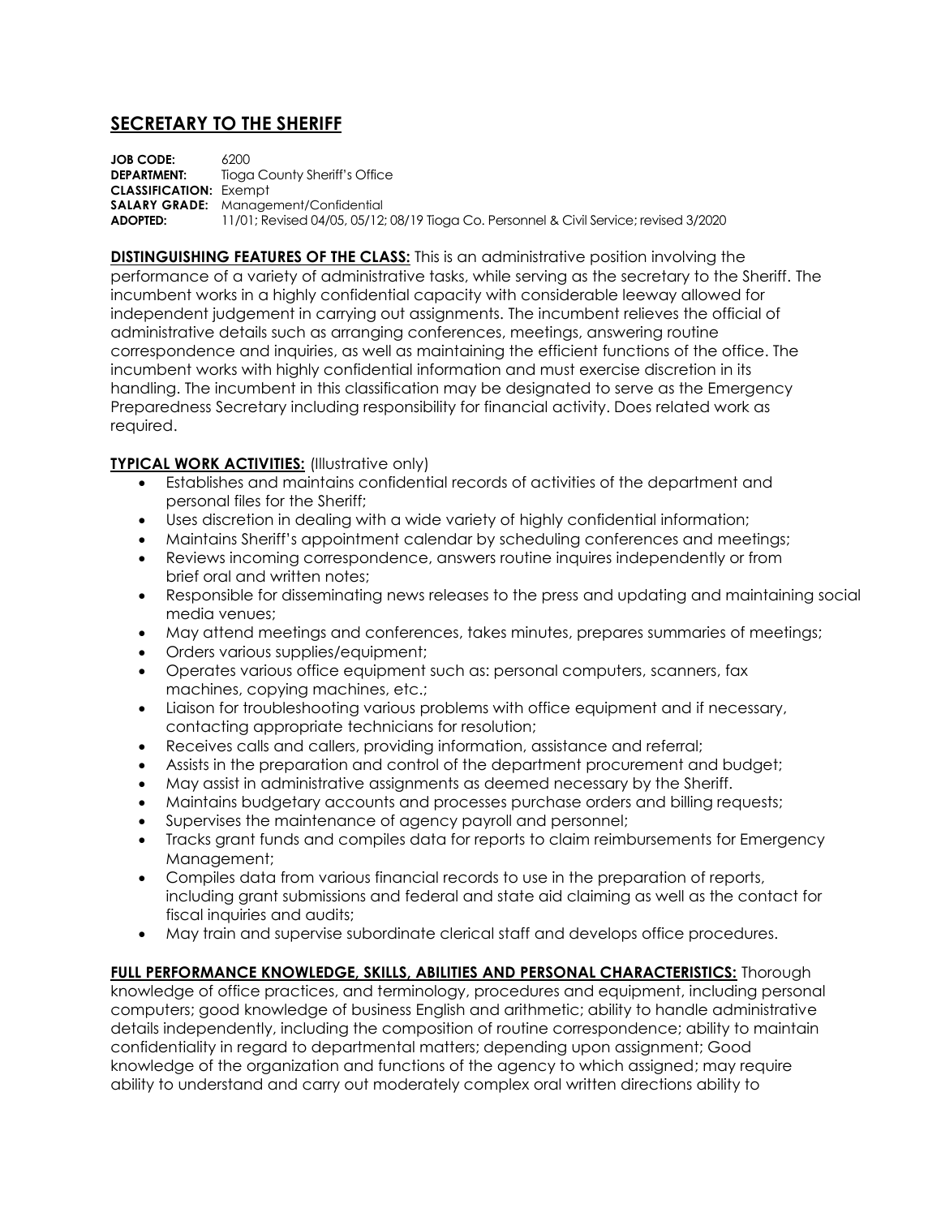# SECRETARY TO THE SHERIFF

**JOB CODE:** 6200
**DEPARTMENT:** Tioga County Sheriff's Office
**CLASSIFICATION:** Exempt
**SALARY GRADE:** Management/Confidential
**ADOPTED:** 11/01; Revised 04/05, 05/12; 08/19 Tioga Co. Personnel & Civil Service; revised 3/2020

**DISTINGUISHING FEATURES OF THE CLASS:** This is an administrative position involving the performance of a variety of administrative tasks, while serving as the secretary to the Sheriff. The incumbent works in a highly confidential capacity with considerable leeway allowed for independent judgement in carrying out assignments. The incumbent relieves the official of administrative details such as arranging conferences, meetings, answering routine correspondence and inquiries, as well as maintaining the efficient functions of the office. The incumbent works with highly confidential information and must exercise discretion in its handling. The incumbent in this classification may be designated to serve as the Emergency Preparedness Secretary including responsibility for financial activity. Does related work as required.

**TYPICAL WORK ACTIVITIES:** (Illustrative only)

- Establishes and maintains confidential records of activities of the department and personal files for the Sheriff;
- Uses discretion in dealing with a wide variety of highly confidential information;
- Maintains Sheriff's appointment calendar by scheduling conferences and meetings;
- Reviews incoming correspondence, answers routine inquires independently or from brief oral and written notes;
- Responsible for disseminating news releases to the press and updating and maintaining social media venues;
- May attend meetings and conferences, takes minutes, prepares summaries of meetings;
- Orders various supplies/equipment;
- Operates various office equipment such as: personal computers, scanners, fax machines, copying machines, etc.;
- Liaison for troubleshooting various problems with office equipment and if necessary, contacting appropriate technicians for resolution;
- Receives calls and callers, providing information, assistance and referral;
- Assists in the preparation and control of the department procurement and budget;
- May assist in administrative assignments as deemed necessary by the Sheriff.
- Maintains budgetary accounts and processes purchase orders and billing requests;
- Supervises the maintenance of agency payroll and personnel;
- Tracks grant funds and compiles data for reports to claim reimbursements for Emergency Management;
- Compiles data from various financial records to use in the preparation of reports, including grant submissions and federal and state aid claiming as well as the contact for fiscal inquiries and audits;
- May train and supervise subordinate clerical staff and develops office procedures.

**FULL PERFORMANCE KNOWLEDGE, SKILLS, ABILITIES AND PERSONAL CHARACTERISTICS:** Thorough knowledge of office practices, and terminology, procedures and equipment, including personal computers; good knowledge of business English and arithmetic; ability to handle administrative details independently, including the composition of routine correspondence; ability to maintain confidentiality in regard to departmental matters; depending upon assignment; Good knowledge of the organization and functions of the agency to which assigned; may require ability to understand and carry out moderately complex oral written directions ability to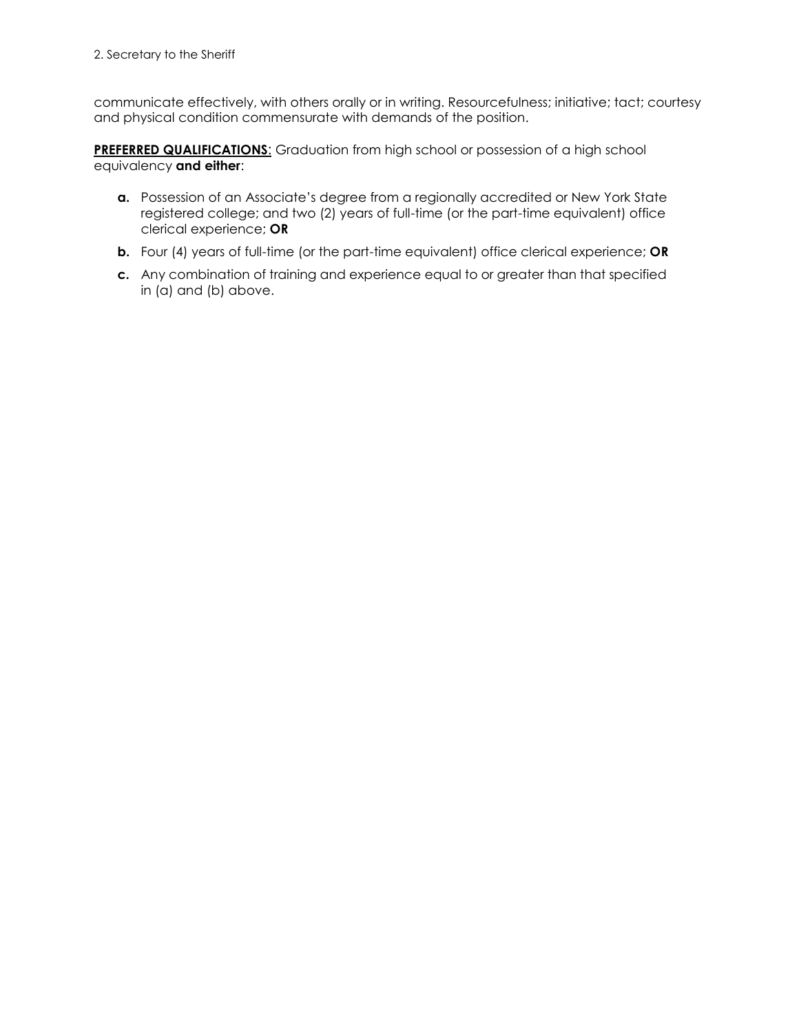communicate effectively, with others orally or in writing. Resourcefulness; initiative; tact; courtesy and physical condition commensurate with demands of the position.

**PREFERRED QUALIFICATIONS:** Graduation from high school or possession of a high school equivalency **and either**:

- **a.** Possession of an Associate's degree from a regionally accredited or New York State registered college; and two (2) years of full-time (or the part-time equivalent) office clerical experience; **OR**
- **b.** Four (4) years of full-time (or the part-time equivalent) office clerical experience; **OR**
- **c.** Any combination of training and experience equal to or greater than that specified in (a) and (b) above.